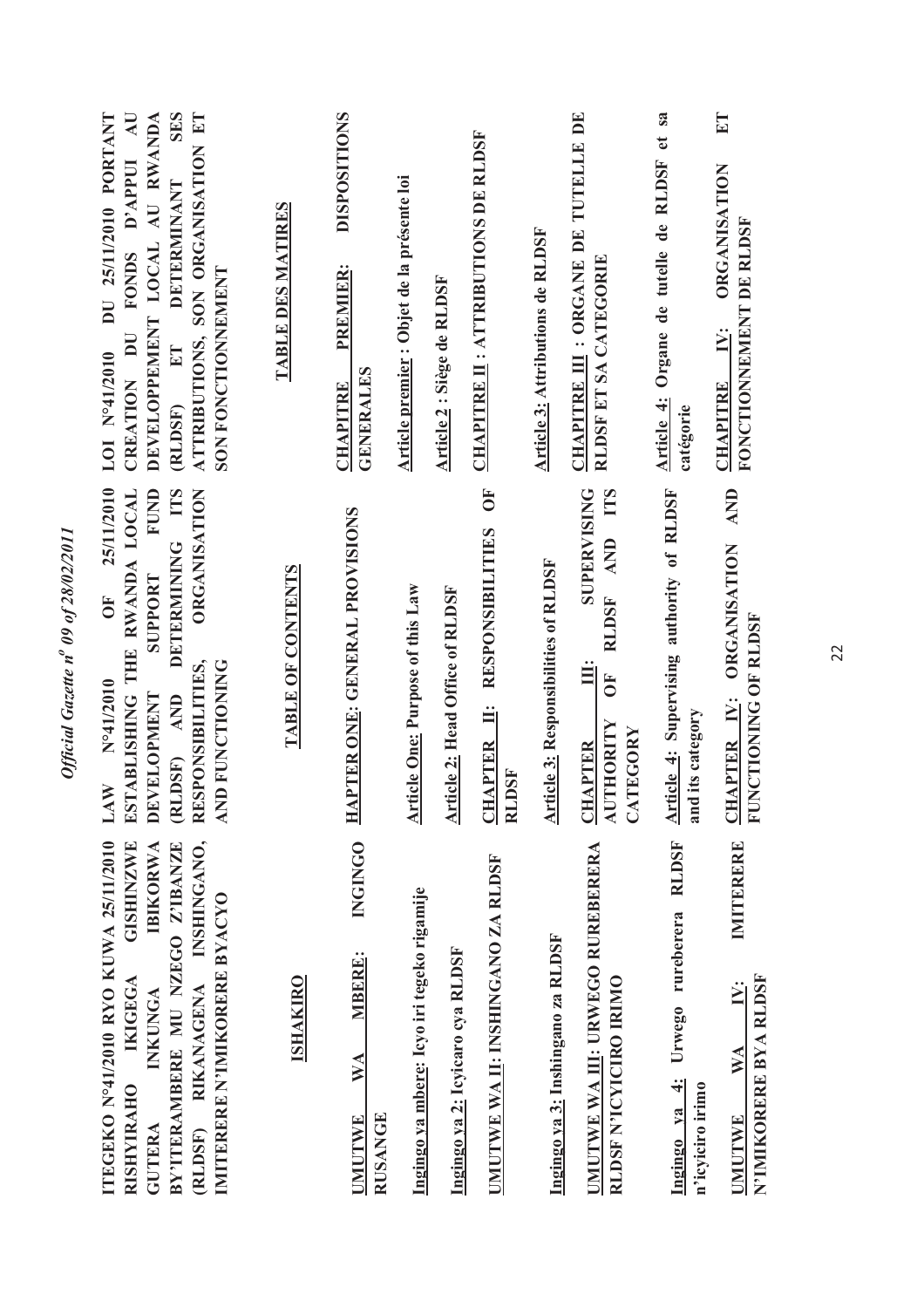**ITEGEKO N°41/2010 RYO KUWA 25/11/2010 RISHYIRAHO IKIGEGA GISHINZWE GUTERA INKUNGA IBIKORWA BY'ITERAMBERE MU NZEGO Z'IBANZE (RLDSF) RIKANAGENA INSHINGANO, IMITERERE N'IMIKORERE BYACYO**

**ISHAKIRO**

**UMUTWE WA MBERE: INGINGO RUSANGE**

**Ingingo ya mbere: Icyo iri tegeko rigamije**

**Ingingo ya 2: Icyicaro cya RLDSF**

**UMUTWE WA II: INSHINGANO ZA RLDSF**

**Ingingo ya 3: Inshingano za RLDSF**

**UMUTWE WA III: URWEGO RUREBERERA RLDSF N'ICYICIRO IRIMO**

**Ingingo ya 4: Urwego rureberera RLDSF n'icyiciro irimo**

**UMUTWE WA IV: IMITERERE N'IMIKORERE BYA RLDSF**

**LAW N°41/2010 OF 25/11/2010 ESTABLISHING THE RWANDA LOCAL DEVELOPMENT SUPPORT FUND (RLDSF) AND DETERMINING ITS RESPONSIBILITIES, ORGANISATION AND FUNCTIONING**

**TABLE OF CONTENTS**

**HAPTER ONE: GENERAL PROVISIONS**

**Article One: Purpose of this Law**

**Article 2: Head Office of RLDSF**

**CHAPTER II: RESPONSIBILITIES OF RLDSF**

**Article 3: Responsibilities of RLDSF**

**CHAPTER III: SUPERVISING AUTHORITY OF RLDSF AND ITS CATEGORY**

**Article 4: Supervising authority of RLDSF and its category**

**CHAPTER IV: ORGANISATION AND FUNCTIONING OF RLDSF**

**LOI N°41/2010 DU 25/11/2010 PORTANT CREATION DU FONDS D'APPUI AU DEVELOPPEMENT LOCAL AU RWANDA (RLDSF) ET DETERMINANT SES ATTRIBUTIONS, SON ORGANISATION ET SON FONCTIONNEMENT**

**TABLE DES MATIRES**

**CHAPITRE PREMIER: DISPOSITIONS GENERALES**

**Article premier : Objet de la présente loi**

**Article 2 : Siège de RLDSF**

**CHAPITRE II : ATTRIBUTIONS DE RLDSF**

**Article 3: Attributions de RLDSF**

**CHAPITRE III : ORGANE DE TUTELLE DE RLDSF ET SA CATEGORIE**

**Article 4: Organe de tutelle de RLDSF et sa catégorie**

**CHAPITRE IV: ORGANISATION ET FONCTIONNEMENT DE RLDSF**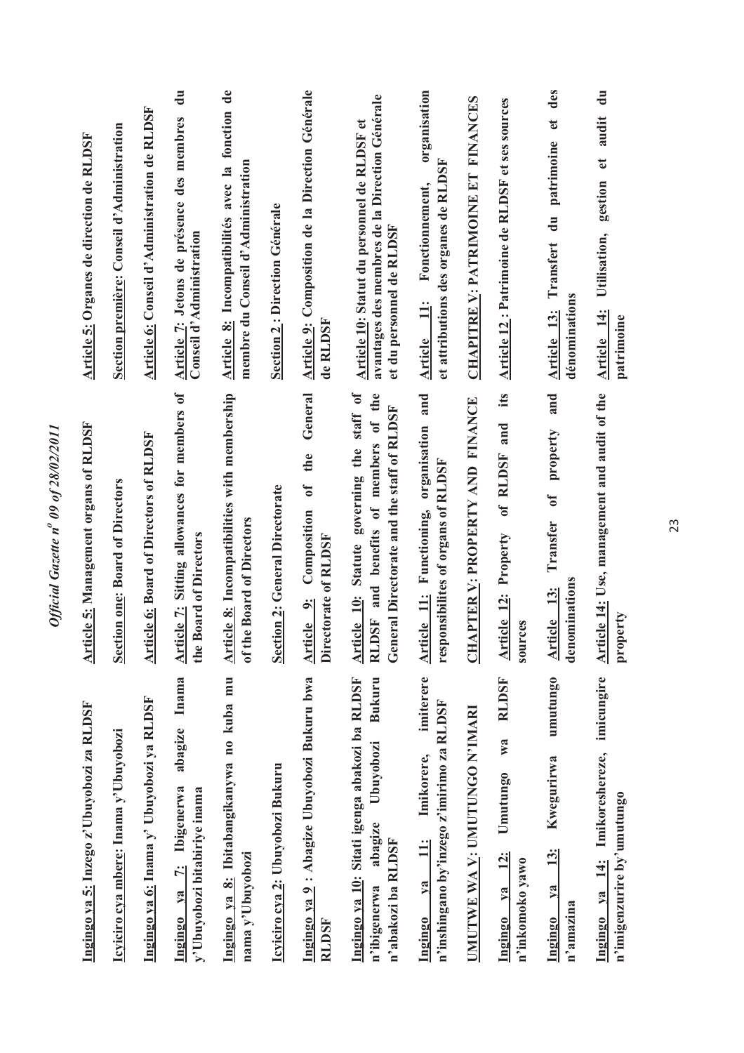| Kinyarwanda | English | Français |
|---|---|---|
| **Ingingo ya 5: Inzego z'Ubuyobozi za RLDSF** | **Article 5: Management organs of RLDSF** | **Article 5: Organes de direction de RLDSF** |
| **Icyiciro cya mbere: Inama y'Ubuyobozi** | **Section one: Board of Directors** | **Section première: Conseil d'Administration** |
| **Ingingo ya 6: Inama y' Ubuyobozi ya RLDSF** | **Article 6: Board of Directors of RLDSF** | **Article 6: Conseil d'Administration de RLDSF** |
| **Ingingo ya 7: Ibigenerwa abagize Inama y'Ubuyobozi bitabiriye inama** | **Article 7: Sitting allowances for members of the Board of Directors** | **Article 7: Jetons de présence des membres du Conseil d'Administration** |
| **Ingingo ya 8: Ibitabangikanywa no kuba mu nama y'Ubuyobozi** | **Article 8: Incompatibilities with membership of the Board of Directors** | **Article 8: Incompatibilités avec la fonction de membre du Conseil d'Administration** |
| **Icyiciro cya 2: Ubuyobozi Bukuru** | **Section 2: General Directorate** | **Section 2: Direction Générale** |
| **Ingingo ya 9 : Abagize Ubuyobozi Bukuru bwa RLDSF** | **Article 9: Composition of the General Directorate of RLDSF** | **Article 9: Composition de la Direction Générale de RLDSF** |
| **Ingingo ya 10: Sitati igenga abakozi ba RLDSF n'ibigenerwa abagize Ubuyobozi Bukuru n'abakozi ba RLDSF** | **Article 10: Statute governing the staff of RLDSF and benefits of members of the General Directorate and the staff of RLDSF** | **Article 10: Statut du personnel de RLDSF et avantages des membres de la Direction Générale et du personnel de RLDSF** |
| **Ingingo ya 11: Imikorere, imiterere n'inshingano by'inzego z'imirimo za RLDSF** | **Article 11: Functioning, organisation and responsibilites of organs of RLDSF** | **Article 11: Fonctionnement, organisation et attributions des organes de RLDSF** |
| **UMUTWE WA V: UMUTUNGO N'IMARI** | **CHAPTER V: PROPERTY AND FINANCE** | **CHAPITRE V: PATRIMOINE ET FINANCES** |
| **Ingingo ya 12: Umutungo wa RLDSF n'inkomoko yawo** | **Article 12: Property of RLDSF and its sources** | **Article 12 : Patrimoine de RLDSF et ses sources** |
| **Ingingo ya 13: Kwegurirwa umutungo n'amazina** | **Article 13: Transfer of property and denominations** | **Article 13: Transfert du patrimoine et des dénominations** |
| **Ingingo ya 14: Imikoreshereze, imicungire n'imigenzurire by'umutungo** | **Article 14: Use, management and audit of the property** | **Article 14: Utilisation, gestion et audit du patrimoine** |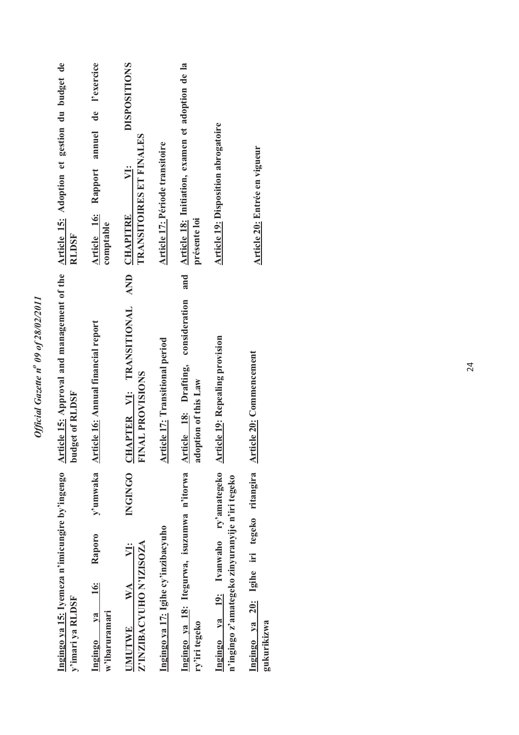**Ingingo ya 15: Iyemeza n'imicungire by'ingengo y'imari ya RLDSF**

**Ingingo ya 16: Raporo y'umwaka w'ibaruramari**

**UMUTWE WA VI: INGINGO Z'INZIBACYUHO N'IZISOZA**

**Ingingo ya 17: Igihe cy'inzibacyuho**

**Ingingo ya 18: Itegurwa, isuzumwa n'itorwa ry'iri tegeko**

**Ingingo ya 19: Ivanwaho ry'amategeko n'ingingo z'amategeko zinyuranyije n'iri tegeko**

**Ingingo ya 20: Igihe iri tegeko ritangira gukurikizwa**

**Article 15: Approval and management of the budget of RLDSF**

**Article 16: Annual financial report**

**CHAPTER VI: TRANSITIONAL AND FINAL PROVISIONS**

**Article 17: Transitional period**

**Article 18: Drafting, consideration and adoption of this Law**

**Article 19: Repealing provision**

**Article 20: Commencement**

**Article 15: Adoption et gestion du budget de RLDSF**

**Article 16: Rapport annuel de l'exercice comptable**

**CHAPITRE VI: DISPOSITIONS TRANSITOIRES ET FINALES**

**Article 17: Période transitoire**

**Article 18: Initiation, examen et adoption de la présente loi**

**Article 19: Disposition abrogatoire**

**Article 20: Entrée en vigueur**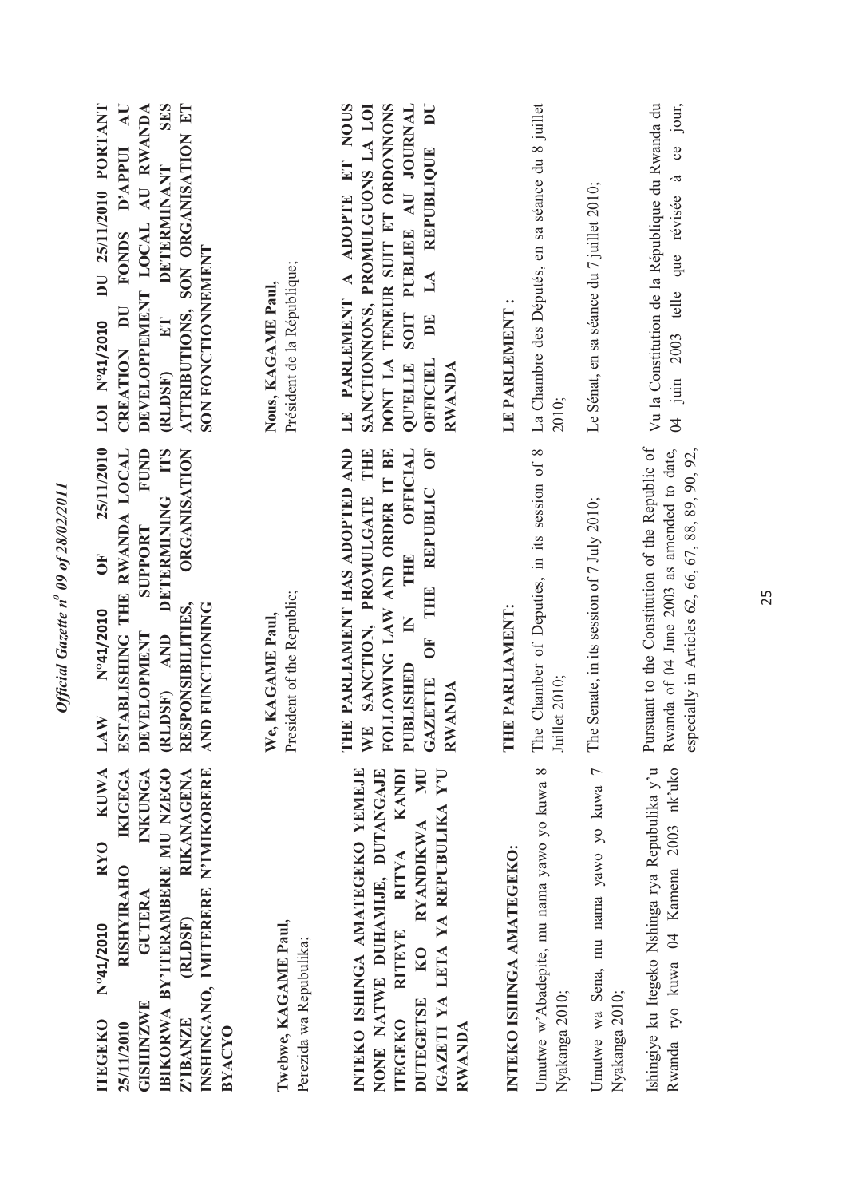**ITEGEKO N°41/2010 RYO KUWA 25/11/2010 RISHYIRAHO IKIGEGA GISHINZWE GUTERA INKUNGA IBIKORWA BY'ITERAMBERE MU NZEGO Z'IBANZE (RLDSF) RIKANAGENA INSHINGANO, IMITERERE N'IMIKORERE BYACYO**

**Twebwe, KAGAME Paul,**
Perezida wa Repubulika;

**INTEKO ISHINGA AMATEGEKO YEMEJE NONE NATWE DUHAMIJE, DUTANGAJE ITEGEKO RITEYE RITYA KANDI DUTEGETSE KO RYANDIKWA MU IGAZETI YA LETA YA REPUBULIKA Y'U RWANDA**

**INTEKO ISHINGA AMATEGEKO:**

Umutwe w'Abadepite, mu nama yawo yo kuwa 8 Nyakanga 2010;

Umutwe wa Sena, mu nama yawo yo kuwa 7 Nyakanga 2010;

Ishingiye ku Itegeko Nshinga rya Repubulika y'u Rwanda ryo kuwa 04 Kamena 2003 nk'uko

**LAW N°41/2010 OF 25/11/2010 ESTABLISHING THE RWANDA LOCAL DEVELOPMENT SUPPORT FUND (RLDSF) AND DETERMINING ITS RESPONSIBILITIES, ORGANISATION AND FUNCTIONING**

**We, KAGAME Paul,**
President of the Republic;

**THE PARLIAMENT HAS ADOPTED AND WE SANCTION, PROMULGATE THE FOLLOWING LAW AND ORDER IT BE PUBLISHED IN THE OFFICIAL GAZETTE OF THE REPUBLIC OF RWANDA**

**THE PARLIAMENT:**

The Chamber of Deputies, in its session of 8 Juillet 2010;

The Senate, in its session of 7 July 2010;

Pursuant to the Constitution of the Republic of Rwanda of 04 June 2003 as amended to date, especially in Articles 62, 66, 67, 88, 89, 90, 92,

**LOI N°41/2010 DU 25/11/2010 PORTANT CREATION DU FONDS D'APPUI AU DEVELOPPEMENT LOCAL AU RWANDA (RLDSF) ET DETERMINANT SES ATTRIBUTIONS, SON ORGANISATION ET SON FONCTIONNEMENT**

**Nous, KAGAME Paul,**
Président de la République;

**LE PARLEMENT A ADOPTE ET NOUS SANCTIONNONS, PROMULGUONS LA LOI DONT LA TENEUR SUIT ET ORDONNONS QU'ELLE SOIT PUBLIEE AU JOURNAL OFFICIEL DE LA REPUBLIQUE DU RWANDA**

**LE PARLEMENT :**

La Chambre des Députés, en sa séance du 8 juillet 2010;

Le Sénat, en sa séance du 7 juillet 2010;

Vu la Constitution de la République du Rwanda du 04 juin 2003 telle que révisée à ce jour,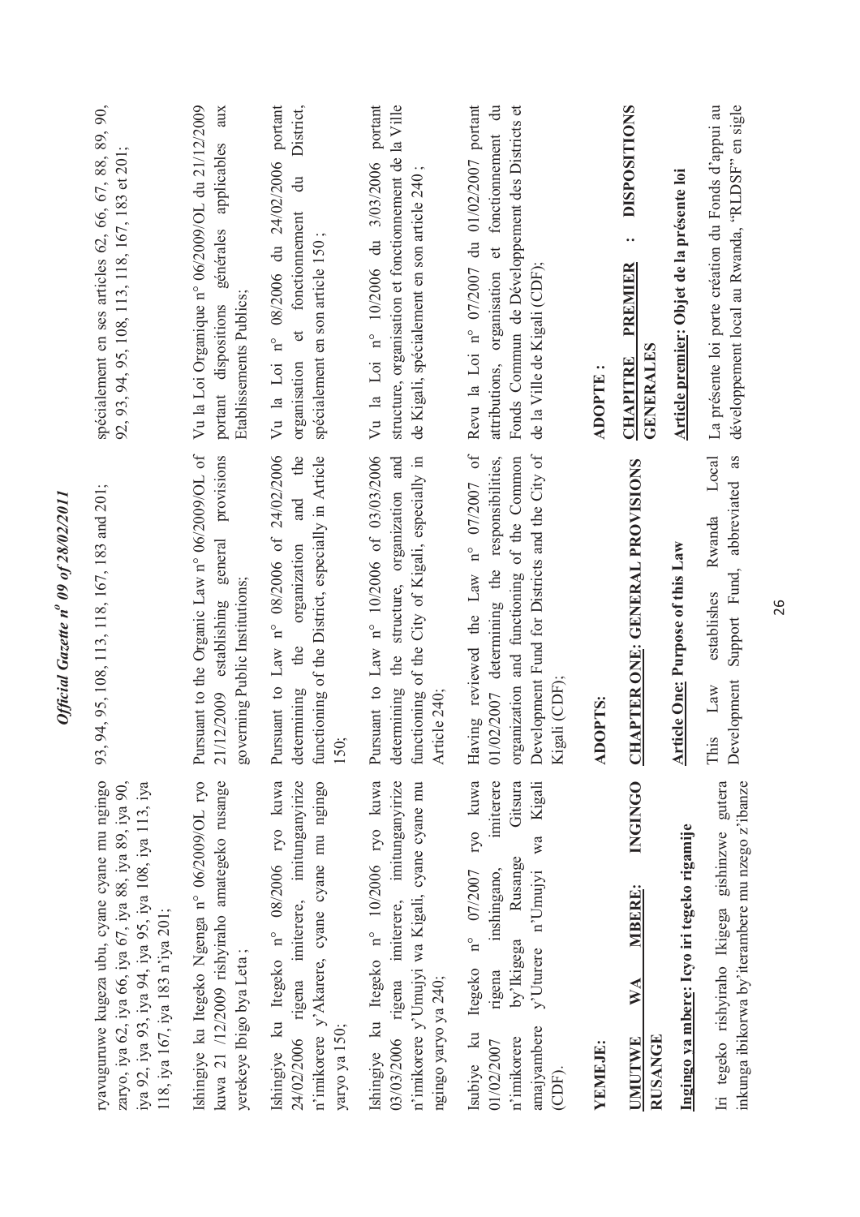ryavuguruwe kugeza ubu, cyane cyane mu ngingo zaryo, iya 62, iya 66, iya 67, iya 88, iya 89, iya 90, iya 92, iya 93, iya 94, iya 95, iya 108, iya 113, iya 118, iya 167, iya 183 n'iya 201;

Ishingiye ku Itegeko Ngenga n° 06/2009/OL ryo kuwa 21 /12/2009 rishyiraho amategeko rusange yerekeye Ibigo bya Leta ;

Ishingiye ku Itegeko n° 08/2006 ryo kuwa 24/02/2006 rigena imiterere, imitunganyirize n'imikorere y'Akarere, cyane cyane mu ngingo yaryo ya 150;

Ishingiye ku Itegeko n° 10/2006 ryo kuwa 03/03/2006 rigena imiterere, imitunganyirize n'imikorere y'Umujyi wa Kigali, cyane cyane mu ngingo yaryo ya 240;

Isubiye ku Itegeko n° 07/2007 ryo kuwa 01/02/2007 rigena inshingano, imiterere n'imikorere by'Ikigega Rusange Gitsura amajyambere y'Uturere n'Umujyi wa Kigali (CDF).

**YEMEJE:**

**UMUTWE WA MBERE: INGINGO RUSANGE**

**Ingingo ya mbere: Icyo iri tegeko rigamije**

Iri tegeko rishyiraho Ikigega gishinzwe gutera inkunga ibikorwa by'iterambere mu nzego z'ibanze

93, 94, 95, 108, 113, 118, 167, 183 and 201;

Pursuant to the Organic Law n° 06/2009/OL of 21/12/2009 establishing general provisions governing Public Institutions;

Pursuant to Law n° 08/2006 of 24/02/2006 determining the organization and the functioning of the District, especially in Article 150;

Pursuant to Law n° 10/2006 of 03/03/2006 determining the structure, organization and functioning of the City of Kigali, especially in Article 240;

Having reviewed the Law n° 07/2007 of 01/02/2007 determining the responsibilities, organization and functioning of the Common Development Fund for Districts and the City of Kigali (CDF);

**ADOPTS:**

**CHAPTER ONE: GENERAL PROVISIONS**

**Article One: Purpose of this Law**

This Law establishes Rwanda Local Development Support Fund, abbreviated as

spécialement en ses articles 62, 66, 67, 88, 89, 90, 92, 93, 94, 95, 108, 113, 118, 167, 183 et 201;

Vu la Loi Organique n° 06/2009/OL du 21/12/2009 portant dispositions générales applicables aux Etablissements Publics;

Vu la Loi n° 08/2006 du 24/02/2006 portant organisation et fonctionnement du District, spécialement en son article 150 ;

Vu la Loi n° 10/2006 du 3/03/2006 portant structure, organisation et fonctionnement de la Ville de Kigali, spécialement en son article 240 ;

Revu la Loi n° 07/2007 du 01/02/2007 portant attributions, organisation et fonctionnement du Fonds Commun de Développement des Districts et de la Ville de Kigali (CDF);

**ADOPTE :**

**CHAPITRE PREMIER : DISPOSITIONS GENERALES**

**Article premier: Objet de la présente loi**

La présente loi porte création du Fonds d'appui au développement local au Rwanda, "RLDSF" en sigle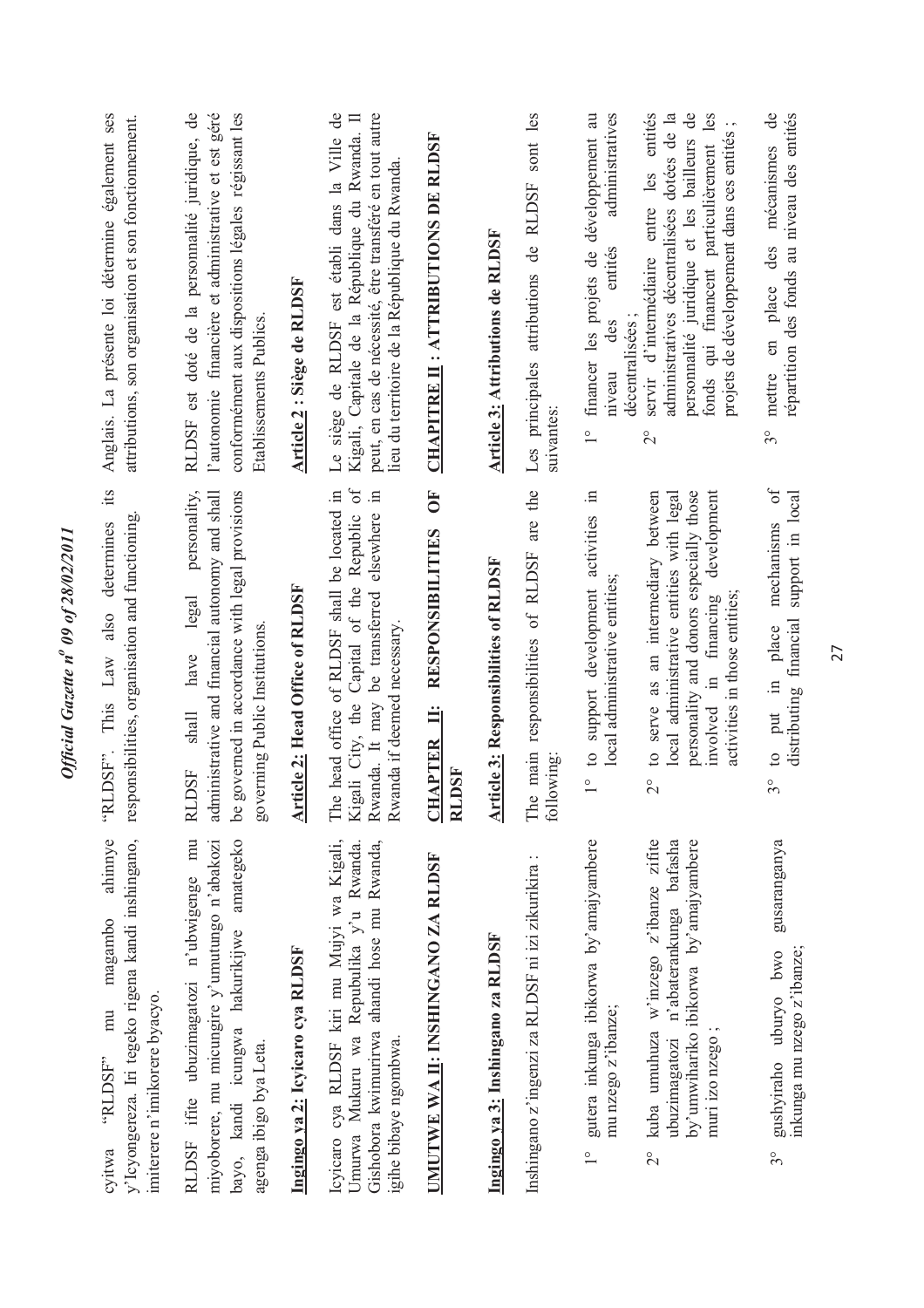cyitwa "RLDSF" mu magambo ahinnye y'Icyongereza. Iri tegeko rigena kandi inshingano, imiterere n'imikorere byacyo.

RLDSF ifite ubuzimagatozi n'ubwigenge mu miyoborere, mu micungire y'umutungo n'abakozi bayo, kandi icungwa hakurikijwe amategeko agenga ibigo bya Leta.

**Ingingo ya 2: Icyicaro cya RLDSF**

Icyicaro cya RLDSF kiri mu Mujyi wa Kigali, Umurwa Mukuru wa Repubulika y'u Rwanda. Gishobora kwimurirwa ahandi hose mu Rwanda, igihe bibaye ngombwa.

**UMUTWE WA II: INSHINGANO ZA RLDSF**

**Ingingo ya 3: Inshingano za RLDSF**

Inshingano z'ingenzi za RLDSF ni izi zikurikira :

1° gutera inkunga ibikorwa by'amajyambere mu nzego z'ibanze;

2° kuba umuhuza w'inzego z'ibanze zifite ubuzimagatozi n'abaterankunga bafasha by'umwihariko ibikorwa by'amajyambere muri izo nzego ;

3° gushyiraho uburyo bwo gusaranganya inkunga mu nzego z'ibanze;

"RLDSF". This Law also determines its responsibilities, organisation and functioning.

RLDSF shall have legal personality, administrative and financial autonomy and shall be governed in accordance with legal provisions governing Public Institutions.

**Article 2: Head Office of RLDSF**

The head office of RLDSF shall be located in Kigali City, the Capital of the Republic of Rwanda. It may be transferred elsewhere in Rwanda if deemed necessary.

**CHAPTER II: RESPONSIBILITIES OF RLDSF**

**Article 3: Responsibilities of RLDSF**

The main responsibilities of RLDSF are the following:

1° to support development activities in local administrative entities;

2° to serve as an intermediary between local administrative entities with legal personality and donors especially those involved in financing development activities in those entities;

3° to put in place mechanisms of distributing financial support in local

Anglais. La présente loi détermine également ses attributions, son organisation et son fonctionnement.

RLDSF est doté de la personnalité juridique, de l'autonomie financière et administrative et est géré conformément aux dispositions légales régissant les Etablissements Publics.

**Article 2 : Siège de RLDSF**

Le siège de RLDSF est établi dans la Ville de Kigali, Capitale de la République du Rwanda. Il peut, en cas de nécessité, être transféré en tout autre lieu du territoire de la République du Rwanda.

**CHAPITRE II : ATTRIBUTIONS DE RLDSF**

**Article 3: Attributions de RLDSF**

Les principales attributions de RLDSF sont les suivantes:

1° financer les projets de développement au niveau des entités administratives décentralisées ;

2° servir d'intermédiaire entre les entités administratives décentralisées dotées de la personnalité juridique et les bailleurs de fonds qui financent particulièrement les projets de développement dans ces entités ;

3° mettre en place des mécanismes de répartition des fonds au niveau des entités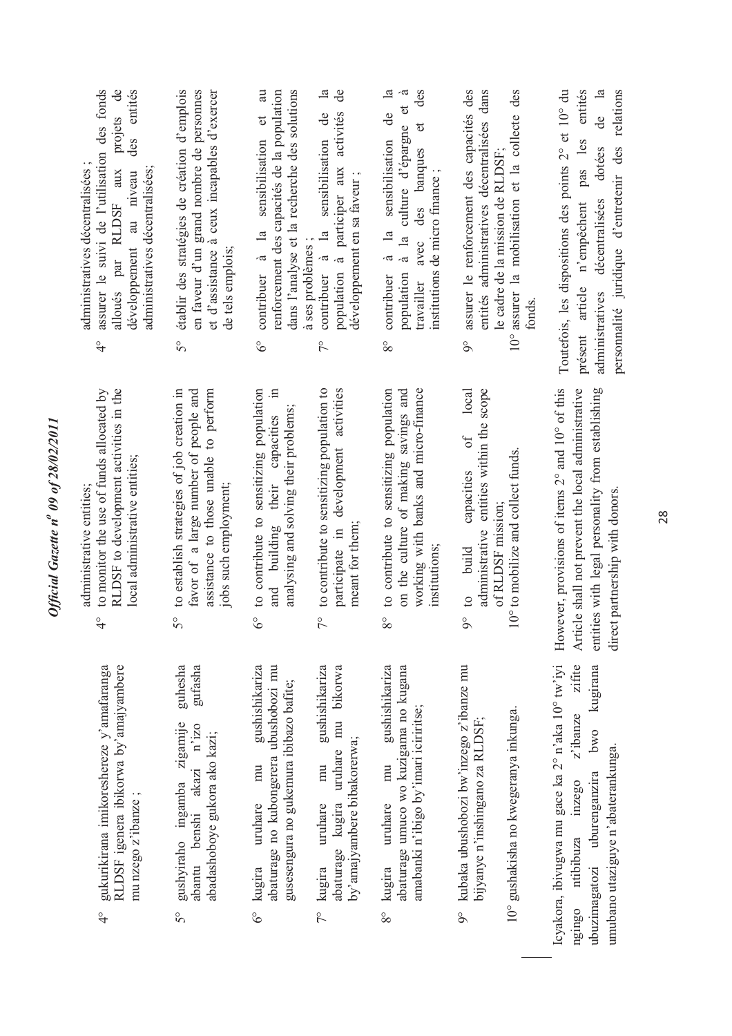4° gukurikirana imikoreshereze y'amafaranga RLDSF igenera ibikorwa by'amajyambere mu nzego z'ibanze ;

5° gushyiraho ingamba zigamije guhesha abantu benshi akazi n'izo gufasha abadashoboye gukora ako kazi;

6° kugira uruhare mu gushishikariza abaturage no kubongerera ubushobozi mu gusesengura no gukemura ibibazo bafite;

7° kugira uruhare mu gushishikariza abaturage kugira uruhare mu bikorwa by'amajyambere bibakorerwa;

8° kugira uruhare mu gushishikariza abaturage umuco wo kuzigama no kugana amabanki n'ibigo by'imari iciriritse;

9° kubaka ubushobozi bw'inzego z'ibanze mu bijyanye n'inshingano za RLDSF;

10° gushakisha no kwegeranya inkunga.

Icyakora, ibivugwa mu gace ka 2° n'aka 10° tw'iyi ngingo ntibibuza inzego z'ibanze zifite ubuzimagatozi uburenganzira bwo kugirana umubano utaziguye n'abaterankunga.

administrative entities;

4° to monitor the use of funds allocated by RLDSF to development activities in the local administrative entities;

5° to establish strategies of job creation in favor of a large number of people and assistance to those unable to perform jobs such employment;

6° to contribute to sensitizing population and building their capacities in analysing and solving their problems;

7° to contribute to sensitizing population to participate in development activities meant for them;

8° to contribute to sensitizing population on the culture of making savings and working with banks and micro-finance institutions;

9° to build capacities of local administrative entities within the scope of RLDSF mission;

10° to mobilize and collect funds.

However, provisions of items 2° and 10° of this Article shall not prevent the local administrative entities with legal personality from establishing direct partnership with donors.

administratives décentralisées ;

4° assurer le suivi de l'utilisation des fonds alloués par RLDSF aux projets de développement au niveau des entités administratives décentralisées;

5° établir des stratégies de création d'emplois en faveur d'un grand nombre de personnes et d'assistance à ceux incapables d'exercer de tels emplois;

6° contribuer à la sensibilisation et au renforcement des capacités de la population dans l'analyse et la recherche des solutions à ses problèmes ;

7° contribuer à la sensibilisation de la population à participer aux activités de développement en sa faveur ;

8° contribuer à la sensibilisation de la population à la culture d'épargne et à travailler avec des banques et des institutions de micro finance ;

9° assurer le renforcement des capacités des entités administratives décentralisées dans le cadre de la mission de RLDSF;

10° assurer la mobilisation et la collecte des fonds.

Toutefois, les dispositions des points 2° et 10° du présent article n'empêchent pas les entités administratives décentralisées dotées de la personnalité juridique d'entretenir des relations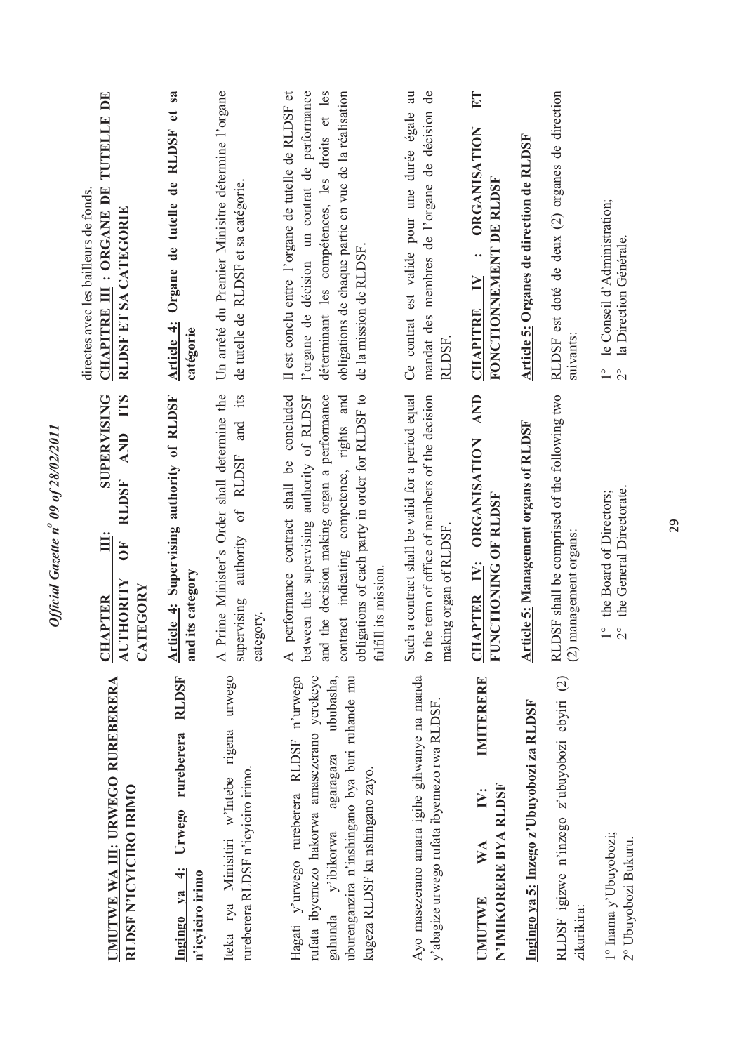directes avec les bailleurs de fonds.

**UMUTWE WA III: URWEGO RUREBERERA RLDSF N'ICYICIRO IRIMO**

**Ingingo ya 4: Urwego rureberera RLDSF n'icyiciro irimo**

Iteka rya Minisitiri w'Intebe rigena urwego rureberera RLDSF n'icyiciro irimo.

Hagati y'urwego rureberera RLDSF n'urwego rufata ibyemezo hakorwa amasezerano yerekeye gahunda y'ibikorwa agaragaza ububasha, uburenganzira n'inshingano bya buri ruhande mu kugeza RLDSF ku nshingano zayo.

Ayo masezerano amara igihe gihwanye na manda y'abagize urwego rufata ibyemezo rwa RLDSF.

**UMUTWE WA IV: IMITERERE N'IMIKORERE BYA RLDSF**

**Ingingo ya 5: Inzego z'Ubuyobozi za RLDSF**

RLDSF igizwe n'inzego z'ubuyobozi ebyiri (2) zikurikira:

1° Inama y'Ubuyobozi;
2° Ubuyobozi Bukuru.

**CHAPTER III: SUPERVISING AUTHORITY OF RLDSF AND ITS CATEGORY**

**Article 4: Supervising authority of RLDSF and its category**

A Prime Minister's Order shall determine the supervising authority of RLDSF and its category.

A performance contract shall be concluded between the supervising authority of RLDSF and the decision making organ a performance contract indicating competence, rights and obligations of each party in order for RLDSF to fulfill its mission.

Such a contract shall be valid for a period equal to the term of office of members of the decision making organ of RLDSF.

**CHAPTER IV: ORGANISATION AND FUNCTIONING OF RLDSF**

**Article 5: Management organs of RLDSF**

RLDSF shall be comprised of the following two (2) management organs:

1° the Board of Directors;
2° the General Directorate.

**CHAPITRE III : ORGANE DE TUTELLE DE RLDSF ET SA CATEGORIE**

**Article 4: Organe de tutelle de RLDSF et sa catégorie**

Un arrêté du Premier Minisitre détermine l'organe de tutelle de RLDSF et sa catégorie.

Il est conclu entre l'organe de tutelle de RLDSF et l'organe de décision un contrat de performance déterminant les compétences, les droits et les obligations de chaque partie en vue de la réalisation de la mission de RLDSF.

Ce contrat est valide pour une durée égale au mandat des membres de l'organe de décision de RLDSF.

**CHAPITRE IV : ORGANISATION ET FONCTIONNEMENT DE RLDSF**

**Article 5: Organes de direction de RLDSF**

RLDSF est doté de deux (2) organes de direction suivants:

1° le Conseil d'Administration;
2° la Direction Générale.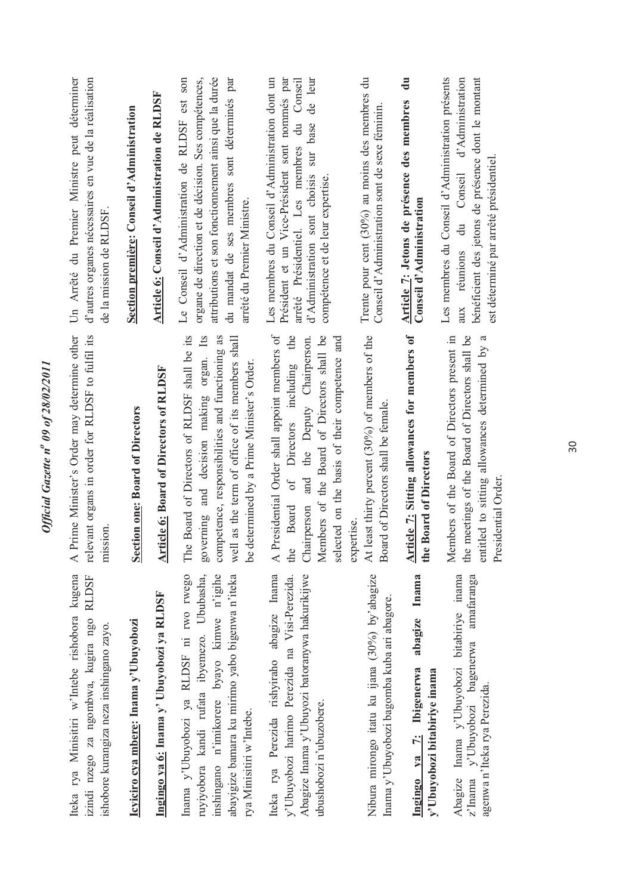Iteka rya Minisitiri w'Intebe rishobora kugena izindi nzego za ngombwa, kugira ngo RLDSF ishobore kurangiza neza inshingano zayo.

**Icyiciro cya mbere: Inama y'Ubuyobozi**

**Ingingo ya 6: Inama y' Ubuyobozi ya RLDSF**

Inama y'Ubuyobozi ya RLDSF ni rwo rwego ruyiyobora kandi rufata ibyemezo. Ububasha, inshingano n'imikorere byayo kimwe n'igihe abayigize bamara ku mirimo yabo bigenwa n'iteka rya Minisitiri w'Intebe.

Iteka rya Perezida rishyiraho abagize Inama y'Ubuyobozi harimo Perezida na Visi-Perezida. Abagize Inama y'Ubuyozi batoranywa hakurikijwe ubushobozi n'ubuzobere.

Nibura mirongo itatu ku ijana (30%) by'abagize Inama y'Ubuyobozi bagomba kuba ari abagore.

**Ingingo ya 7: Ibigenerwa abagize Inama y'Ubuyobozi bitabiriye inama**

Abagize Inama y'Ubuyobozi bitabiriye inama z'Inama y'Ubuyobozi bagenerwa amafaranga agenwa n'Iteka rya Perezida.

A Prime Minister's Order may determine other relevant organs in order for RLDSF to fulfil its mission.

**Section one: Board of Directors**

**Article 6: Board of Directors of RLDSF**

The Board of Directors of RLDSF shall be its governing and decision making organ. Its competence, responsibilities and functioning as well as the term of office of its members shall be determined by a Prime Minister's Order.

A Presidential Order shall appoint members of the Board of Directors including the Chairperson and the Deputy Chairperson. Members of the Board of Directors shall be selected on the basis of their competence and expertise.

At least thirty percent (30%) of members of the Board of Directors shall be female.

**Article 7: Sitting allowances for members of the Board of Directors**

Members of the Board of Directors present in the meetings of the Board of Directors shall be entitled to sitting allowances determined by a Presidential Order.

Un Arrêté du Premier Ministre peut déterminer d'autres organes nécessaires en vue de la réalisation de la mission de RLDSF.

**Section première: Conseil d'Administration**

**Article 6: Conseil d'Administration de RLDSF**

Le Conseil d'Administration de RLDSF est son organe de direction et de décision. Ses compétences, attributions et son fonctionnement ainsi que la durée du mandat de ses membres sont déterminés par arrêté du Premier Ministre.

Les membres du Conseil d'Administration dont un Président et un Vice-Président sont nommés par arrêté Présidentiel. Les membres du Conseil d'Administration sont choisis sur base de leur compétence et de leur expertise.

Trente pour cent (30%) au moins des membres du Conseil d'Administration sont de sexe féminin.

**Article 7: Jetons de présence des membres du Conseil d'Administration**

Les membres du Conseil d'Administration présents aux réunions du Conseil d'Administration bénéficient des jetons de présence dont le montant est déterminé par arrêté présidentiel.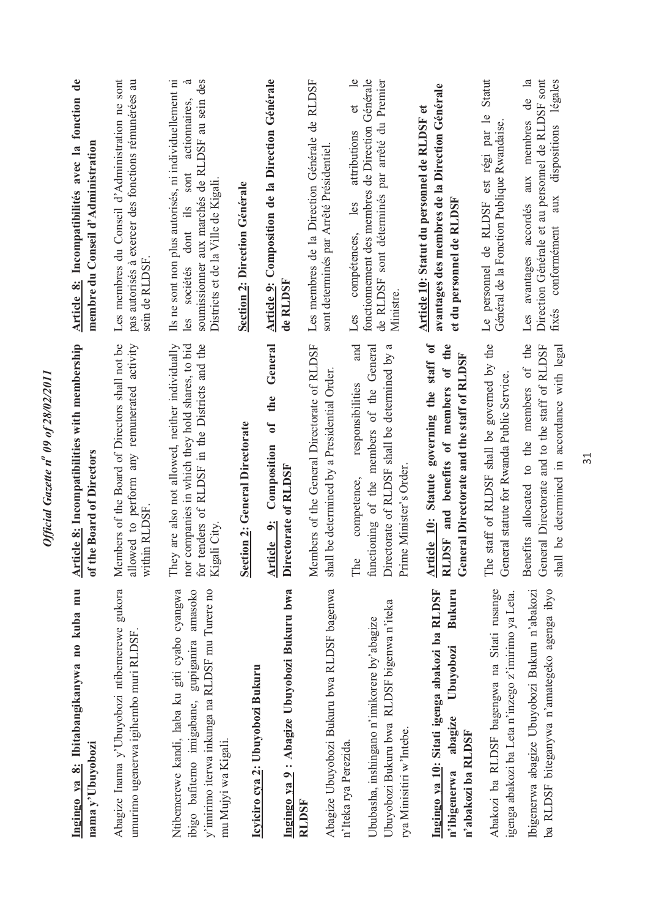**Ingingo ya 8: Ibitabangikanywa no kuba mu nama y'Ubuyobozi**

Abagize Inama y'Ubuyobozi ntibemerewe gukora umurimo ugenerwa igihembo muri RLDSF.

Ntibemerewe kandi, haba ku giti cyabo cyangwa ibigo bafitemo imigabane, gupiganira amasoko y'imirimo iterwa inkunga na RLDSF mu Turere no mu Mujyi wa Kigali.

**Icyiciro cya 2: Ubuyobozi Bukuru**

**Ingingo ya 9 : Abagize Ubuyobozi Bukuru bwa RLDSF**

Abagize Ubuyobozi Bukuru bwa RLDSF bagenwa n'Iteka rya Perezida.

Ububasha, inshingano n'imikorere by'abagize Ubuyobozi Bukuru bwa RLDSF bigenwa n'iteka rya Minisitiri w'Intebe.

**Ingingo ya 10: Sitati igenga abakozi ba RLDSF n'ibigenerwa abagize Ubuyobozi Bukuru n'abakozi ba RLDSF**

Abakozi ba RLDSF bagengwa na Sitati rusange igenga abakozi ba Leta n'inzego z'imirimo ya Leta.

Ibigenerwa abagize Ubuyobozi Bukuru n'abakozi ba RLDSF biteganywa n'amategeko agenga ibyo

**Article 8: Incompatibilities with membership of the Board of Directors**

Members of the Board of Directors shall not be allowed to perform any remunerated activity within RLDSF.

They are also not allowed, neither individually nor companies in which they hold shares, to bid for tenders of RLDSF in the Districts and the Kigali City.

**Section 2: General Directorate**

**Article 9: Composition of the General Directorate of RLDSF**

Members of the General Directorate of RLDSF shall be determined by a Presidential Order.

The competence, responsibilities and functioning of the members of the General Directorate of RLDSF shall be determined by a Prime Minister's Order.

**Article 10: Statute governing the staff of RLDSF and benefits of members of the General Directorate and the staff of RLDSF**

The staff of RLDSF shall be governed by the General statute for Rwanda Public Service.

Benefits allocated to the members of the General Directorate and to the staff of RLDSF shall be determined in accordance with legal

**Article 8: Incompatibilités avec la fonction de membre du Conseil d'Administration**

Les membres du Conseil d'Administration ne sont pas autorisés à exercer des fonctions rémunérées au sein de RLDSF.

Ils ne sont non plus autorisés, ni individuellement ni les sociétés dont ils sont actionnaires, à soumissionner aux marchés de RLDSF au sein des Districts et de la Ville de Kigali.

**Section 2: Direction Générale**

**Article 9: Composition de la Direction Générale de RLDSF**

Les membres de la Direction Générale de RLDSF sont déterminés par Arrêté Présidentiel.

Les compétences, les attributions et le fonctionnement des membres de Direction Générale de RLDSF sont déterminés par arrêté du Premier Ministre.

**Article 10: Statut du personnel de RLDSF et avantages des membres de la Direction Générale et du personnel de RLDSF**

Le personnel de RLDSF est régi par le Statut Général de la Fonction Publique Rwandaise.

Les avantages accordés aux membres de la Direction Générale et au personnel de RLDSF sont fixés conformément aux dispositions légales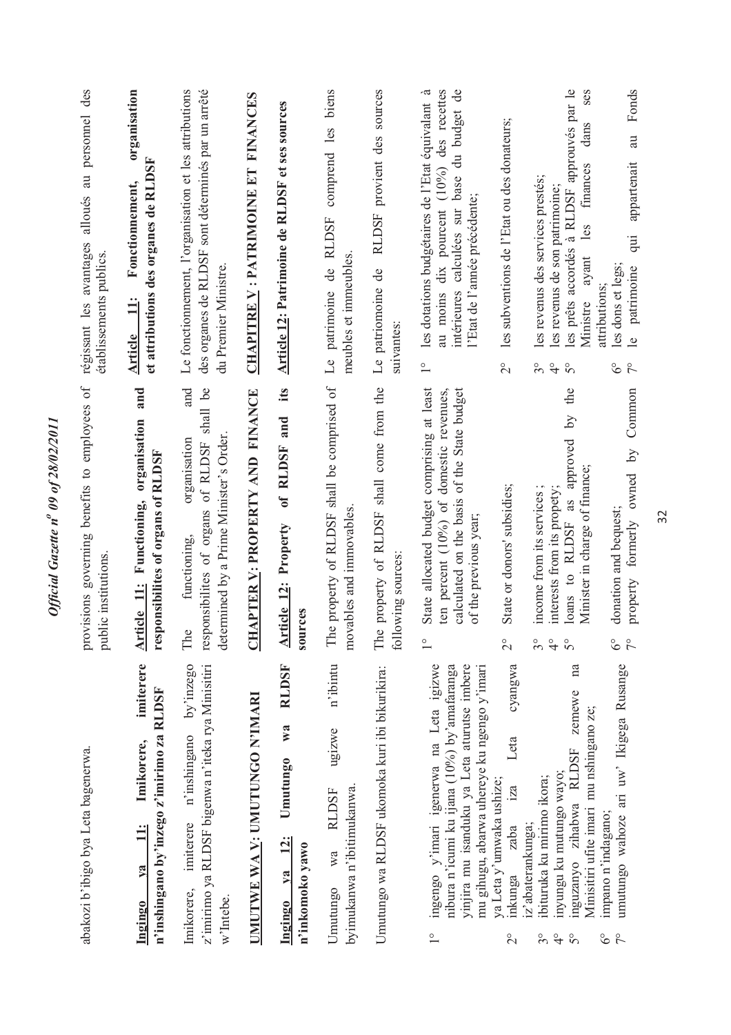abakozi b'ibigo bya Leta bagenerwa.

**Ingingo ya 11: Imikorere, imiterere n'inshingano by'inzego z'imirimo za RLDSF**

Imikorere, imiterere n'inshingano by'inzego z'imirimo ya RLDSF bigenwa n'iteka rya Minisitiri w'Intebe.

**UMUTWE WA V: UMUTUNGO N'IMARI**

**Ingingo ya 12: Umutungo wa RLDSF n'inkomoko yawo**

Umutungo wa RLDSF ugizwe n'ibintu byimukanwa n'ibitimukanwa.

Umutungo wa RLDSF ukomoka kuri ibi bikurikira:

1° ingengo y'imari igenerwa na Leta igizwe nibura n'icumi ku ijana (10%) by'amafaranga yinjira mu isanduku ya Leta aturutse imbere mu gihugu, abarwa uhereye ku ngengo y'imari ya Leta y'umwaka ushize;
2° inkunga zaba iza Leta cyangwa iz'abaterankunga;
3° ibituruka ku mirimo ikora;
4° inyungu ku mutungo wayo;
5° inguzanyo zihabwa RLDSF zemewe na Minisitiri ufite imari mu nshingano ze;
6° impano n'indagano;
7° umutungo wahoze ari uw' Ikigega Rusange

provisions governing benefits to employees of public institutions.

**Article 11: Functioning, organisation and responsibilites of organs of RLDSF**

The functioning, organisation and responsibilites of organs of RLDSF shall be determined by a Prime Minister's Order.

**CHAPTER V: PROPERTY AND FINANCE**

**Article 12: Property of RLDSF and its sources**

The property of RLDSF shall be comprised of movables and immovables.

The property of RLDSF shall come from the following sources:

1° State allocated budget comprising at least ten percent (10%) of domestic revenues, calculated on the basis of the State budget of the previous year;
2° State or donors' subsidies;
3° income from its services ;
4° interests from its propety;
5° loans to RLDSF as approved by the Minister in charge of finance;
6° donation and bequest;
7° property formerly owned by Common

régissant les avantages alloués au personnel des établissements publics.

**Article 11: Fonctionnement, organisation et attributions des organes de RLDSF**

Le fonctionnement, l'organisation et les attributions des organes de RLDSF sont déterminés par un arrêté du Premier Ministre.

**CHAPITRE V : PATRIMOINE ET FINANCES**

**Article 12: Patrimoine de RLDSF et ses sources**

Le patrimoine de RLDSF comprend les biens meubles et immeubles.

Le patrimoine de RLDSF provient des sources suivantes:

1° les dotations budgétaires de l'Etat équivalant à au moins dix pourcent (10%) des recettes intérieures calculées sur base du budget de l'Etat de l'année précédente;
2° les subventions de l'Etat ou des donateurs;
3° les revenus des services prestés;
4° les revenus de son patrimoine;
5° les prêts accordés à RLDSF approuvés par le Ministre ayant les finances dans ses attributions;
6° les dons et legs;
7° le patrimoine qui appartenait au Fonds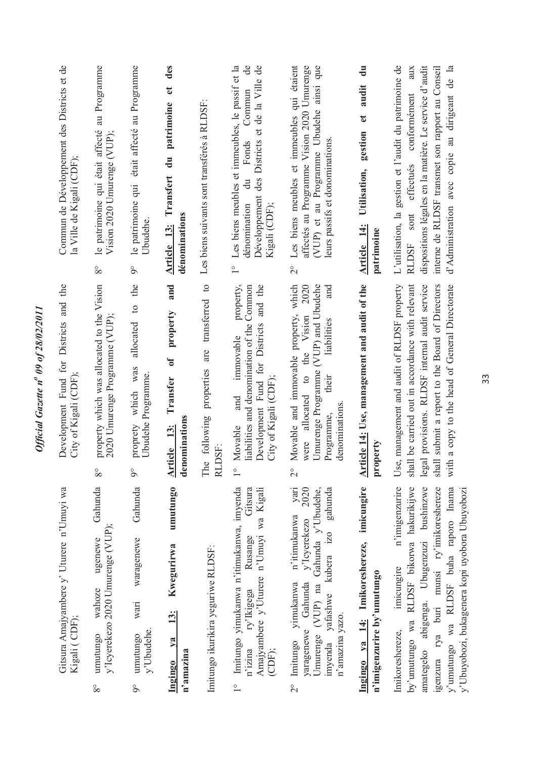Gitsura Amajyambere y' Uturere n'Umuyi wa Kigali ( CDF);

8° umutungo wahoze ugenewe Gahunda y'Icyerekezo 2020 Umurenge (VUP);

9° umutungo wari waragenewe Gahunda y'Ubudehe.

**Ingingo ya 13: Kwegurirwa umutungo n'amazina**

Imitungo ikurikira yeguriwe RLDSF:

1° Imitungo yimukanwa n'itimukanwa, imyenda n'izina ry'Ikigega Rusange Gitsura Amajyambere y'Uturere n'Umuyi wa Kigali (CDF);

2° Imitungo yimukanwa n'itimukanwa yari yaragenewe Gahunda y'Icyerekezo 2020 Umurenge (VUP) na Gahunda y'Ubudehe, imyenda yafashwe kubera izo gahunda n'amazina yazo.

**Ingingo ya 14: Imikoreshereze, imicungire n'imigenzurire by'umutungo**

Imikoreshereze, imicungire n'imigenzurire by'umutungo wa RLDSF bikorwa hakurikijwe amategeko abigenga. Ubugenzuzi bushinzwe igenzura rya buri munsi ry'imikoreshereze y'umutungo wa RLDSF buha raporo Inama y'Ubuyobozi, bukagenera kopi uyobora Ubuyobozi

Development Fund for Districts and the City of Kigali (CDF);

8° property which was allocated to the Vision 2020 Umurenge Programme (VUP);

9° proprety which was allocated to the Ubudehe Programme.

**Article 13: Transfer of property and denominations**

The following properties are transferred to RLDSF:

1° Movable and immovable property, liabilities and denomination of the Common Development Fund for Districts and the City of Kigali (CDF);

2° Movable and immovable property, which were allocated to the Vision 2020 Umurenge Programme (VUP) and Ubudehe Programme, their liabilities and denominations.

**Article 14: Use, management and audit of the property**

Use, management and audit of RLDSF property shall be carried out in accordance with relevant legal provisions. RLDSF internal audit service shall submit a report to the Board of Directors with a copy to the head of General Directorate

Commun de Développement des Districts et de la Ville de Kigali (CDF);

8° le patrimoine qui était affecté au Programme Vision 2020 Umurenge (VUP);

9° le patrimoine qui était affecté au Programme Ubudehe.

**Article 13: Transfert du patrimoine et des dénominations**

Les biens suivants sont transférés à RLDSF:

1° Les biens meubles et immeubles, le passif et la dénomination du Fonds Commun de Développement des Districts et de la Ville de Kigali (CDF);

2° Les biens meubles et immeubles qui étaient affectés au Programme Vision 2020 Umurenge (VUP) et au Programme Ubudehe ainsi que leurs passifs et dénominations.

**Article 14: Utilisation, gestion et audit du patrimoine**

L'utilisation, la gestion et l'audit du patrimoine de RLDSF sont effectués conformément aux dispositions légales en la matière. Le service d'audit interne de RLDSF transmet son rapport au Conseil d'Administration avec copie au dirigeant de la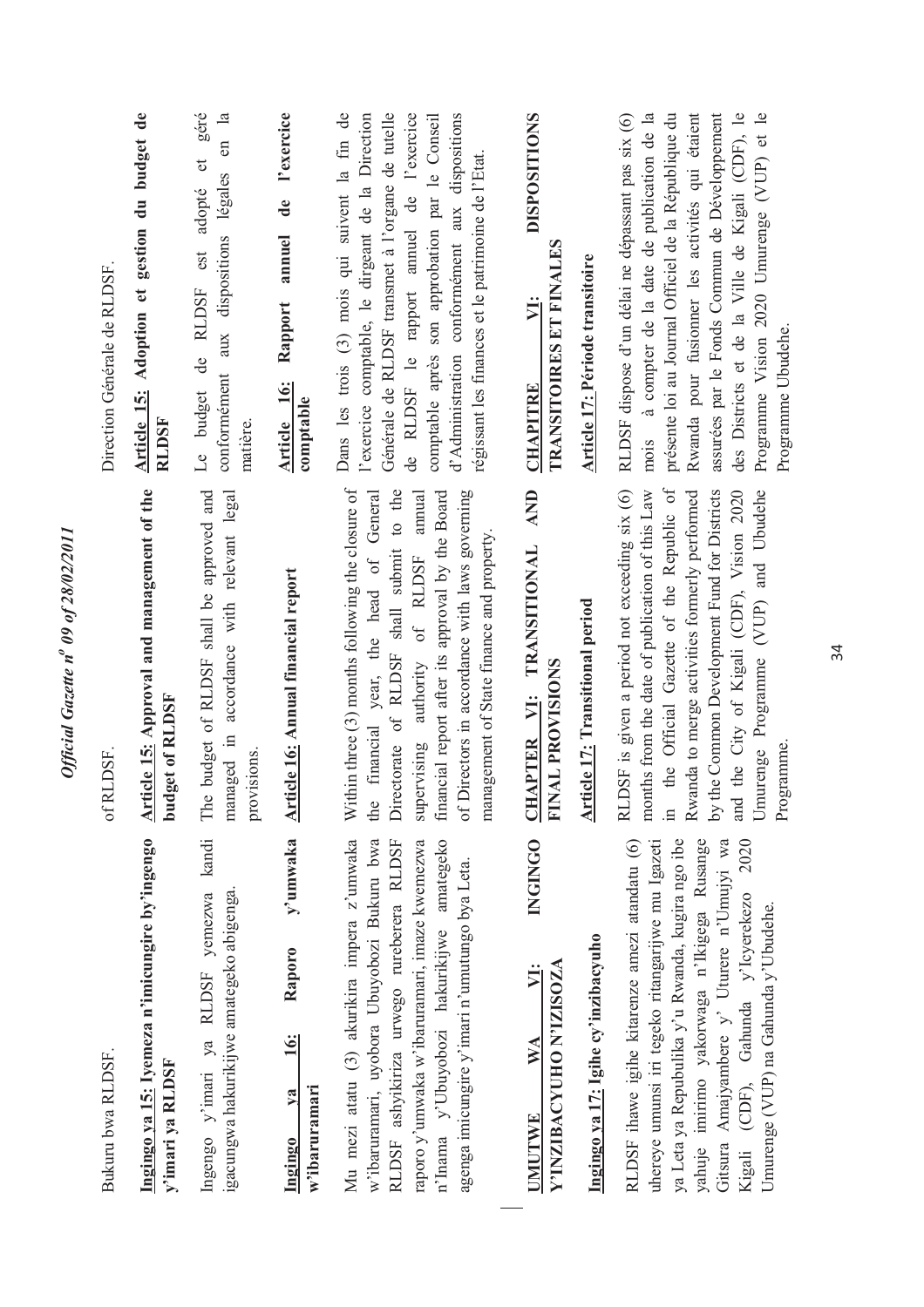Bukuru bwa RLDSF.

**Ingingo ya 15: Iyemeza n'imicungire by'ingengo y'imari ya RLDSF**

Ingengo y'imari ya RLDSF yemezwa kandi igacungwa hakurikijwe amategeko abigenga.

**Ingingo ya 16: Raporo y'umwaka w'ibaruramari**

Mu mezi atatu (3) akurikira impera z'umwaka w'ibaruramari, uyobora Ubuyobozi Bukuru bwa RLDSF ashyikiriza urwego rureberera RLDSF raporo y'umwaka w'ibaruramari, imaze kwemezwa n'Inama y'Ubuyobozi hakurikijwe amategeko agenga imicungire y'imari n'umutungo bya Leta.

**UMUTWE WA VI: INGINGO Z'INZIBACYUHO N'IZISOZA**

**Ingingo ya 17: Igihe cy'inzibacyuho**

RLDSF ihawe igihe kitarenze amezi atandatu (6) uhereye umunsi iri tegeko ritangarijwe mu Igazeti ya Leta ya Repubulika y'u Rwanda, kugira ngo ibe yahuje imirimo yakorwaga n'Ikigega Rusange Gitsura Amajyambere y' Uturere n'Umujyi wa Kigali (CDF), Gahunda y'Icyerekezo 2020 Umurenge (VUP) na Gahunda y'Ubudehe.

of RLDSF.

**Article 15: Approval and management of the budget of RLDSF**

The budget of RLDSF shall be approved and managed in accordance with relevant legal provisions.

**Article 16: Annual financial report**

Within three (3) months following the closure of the financial year, the head of General Directorate of RLDSF shall submit to the supervising authority of RLDSF annual financial report after its approval by the Board of Directors in accordance with laws governing management of State finance and property.

**CHAPTER VI: TRANSITIONAL AND FINAL PROVISIONS**

**Article 17: Transitional period**

RLDSF is given a period not exceeding six (6) months from the date of publication of this Law in the Official Gazette of the Republic of Rwanda to merge activities formerly performed by the Common Development Fund for Districts and the City of Kigali (CDF), Vision 2020 Umurenge Programme (VUP) and Ubudehe Programme.

Direction Générale de RLDSF.

**Article 15: Adoption et gestion du budget de RLDSF**

Le budget de RLDSF est adopté et géré conformément aux dispositions légales en la matière.

**Article 16: Rapport annuel de l'exercice comptable**

Dans les trois (3) mois qui suivent la fin de l'exercice comptable, le dirigeant de la Direction Générale de RLDSF transmet à l'organe de tutelle de RLDSF le rapport annuel de l'exercice comptable après son approbation par le Conseil d'Administration conformément aux dispositions régissant les finances et le patrimoine de l'Etat.

**CHAPITRE VI: DISPOSITIONS TRANSITOIRES ET FINALES**

**Article 17: Période transitoire**

RLDSF dispose d'un délai ne dépassant pas six (6) mois à compter de la date de publication de la présente loi au Journal Officiel de la République du Rwanda pour fusionner les activités qui étaient assurées par le Fonds Commun de Développement des Districts et de la Ville de Kigali (CDF), le Programme Vision 2020 Umurenge (VUP) et le Programme Ubudehe.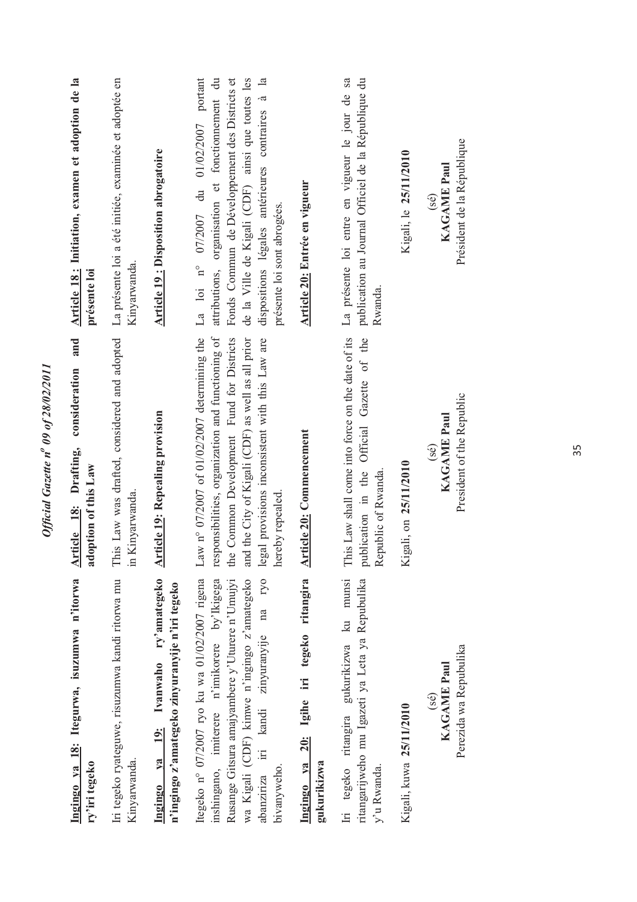**Ingingo ya 18: Itegurwa, isuzumwa n'itorwa ry'iri tegeko**

Iri tegeko ryateguwe, risuzumwa kandi ritorwa mu Kinyarwanda.

**Ingingo ya 19: Ivanwaho ry'amategeko n'ingingo z'amategeko zinyuranyije n'iri tegeko**

Itegeko n° 07/2007 ryo ku wa 01/02/2007 rigena inshingano, imiterere n'imikorere by'Ikigega Rusange Gitsura amajyambere y'Uturere n'Umujyi wa Kigali (CDF) kimwe n'ingingo z'amategeko abanziriza iri kandi zinyuranyije na ryo bivanyweho.

**Ingingo ya 20: Igihe iri tegeko ritangira gukurikizwa**

Iri tegeko ritangira gukurikizwa ku munsi ritangarijweho mu Igazeti ya Leta ya Repubulika y'u Rwanda.

Kigali, kuwa **25/11/2010**

(sé)
**KAGAME Paul**
Perezida wa Repubulika

**Article 18: Drafting, consideration and adoption of this Law**

This Law was drafted, considered and adopted in Kinyarwanda.

**Article 19: Repealing provision**

Law n° 07/2007 of 01/02/2007 determining the responsibilities, organization and functioning of the Common Development Fund for Districts and the City of Kigali (CDF) as well as all prior legal provisions inconsistent with this Law are hereby repealed.

**Article 20: Commencement**

This Law shall come into force on the date of its publication in the Official Gazette of the Republic of Rwanda.

Kigali, on **25/11/2010**

(sé)
**KAGAME Paul**
President of the Republic

**Article 18 : Initiation, examen et adoption de la présente loi**

La présente loi a été initiée, examinée et adoptée en Kinyarwanda.

**Article 19 : Disposition abrogatoire**

La loi n° 07/2007 du 01/02/2007 portant attributions, organisation et fonctionnement du Fonds Commun de Développement des Districts et de la Ville de Kigali (CDF) ainsi que toutes les dispositions légales antérieures contraires à la présente loi sont abrogées.

**Article 20: Entrée en vigueur**

La présente loi entre en vigueur le jour de sa publication au Journal Officiel de la République du Rwanda.

Kigali, le **25/11/2010**

(sé)
**KAGAME Paul**
Président de la République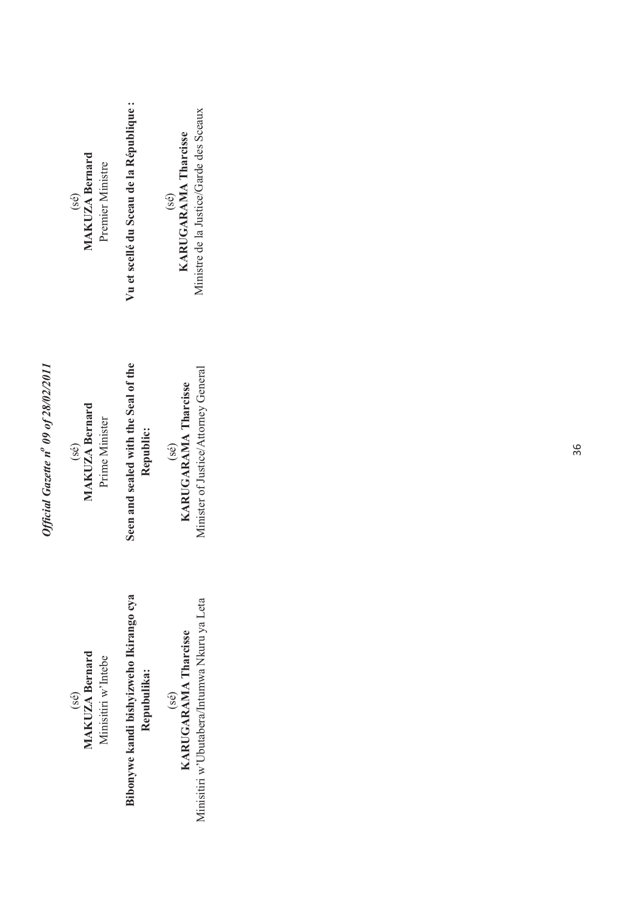(sé)
**MAKUZA Bernard**
Minisitiri w'Intebe

**Bibonywe kandi bishyizweho Ikirango cya Repubulika:**

(sé)
**KARUGARAMA Tharcisse**
Minisitiri w'Ubutabera/Intumwa Nkuru ya Leta

(sé)
**MAKUZA Bernard**
Prime Minister

**Seen and sealed with the Seal of the Republic:**

(sé)
**KARUGARAMA Tharcisse**
Minister of Justice/Attorney General

(sé)
**MAKUZA Bernard**
Premier Ministre

**Vu et scellé du Sceau de la République :**

(sé)
**KARUGARAMA Tharcisse**
Ministre de la Justice/Garde des Sceaux